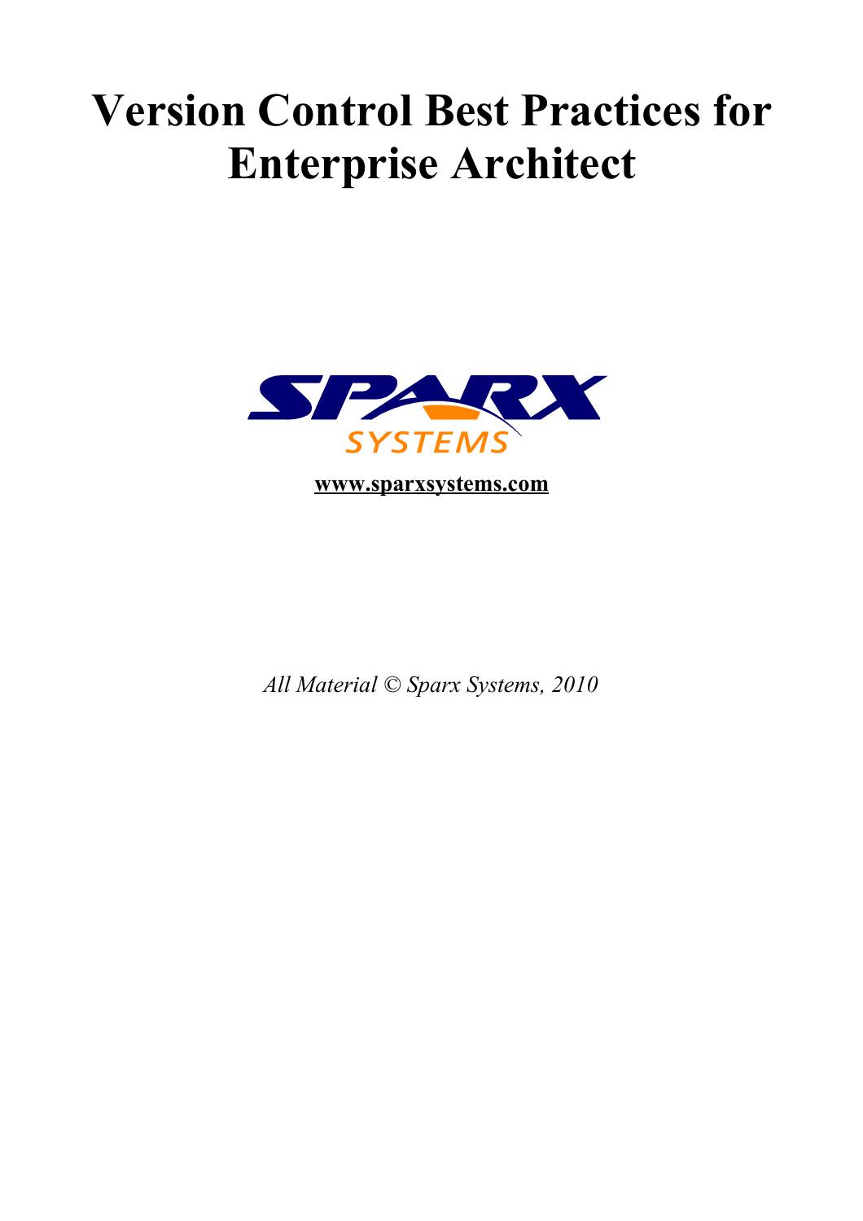# Version Control Best Practices for Enterprise Architect

**www.sparxsystems.com**

*All Material © Sparx Systems, 2010*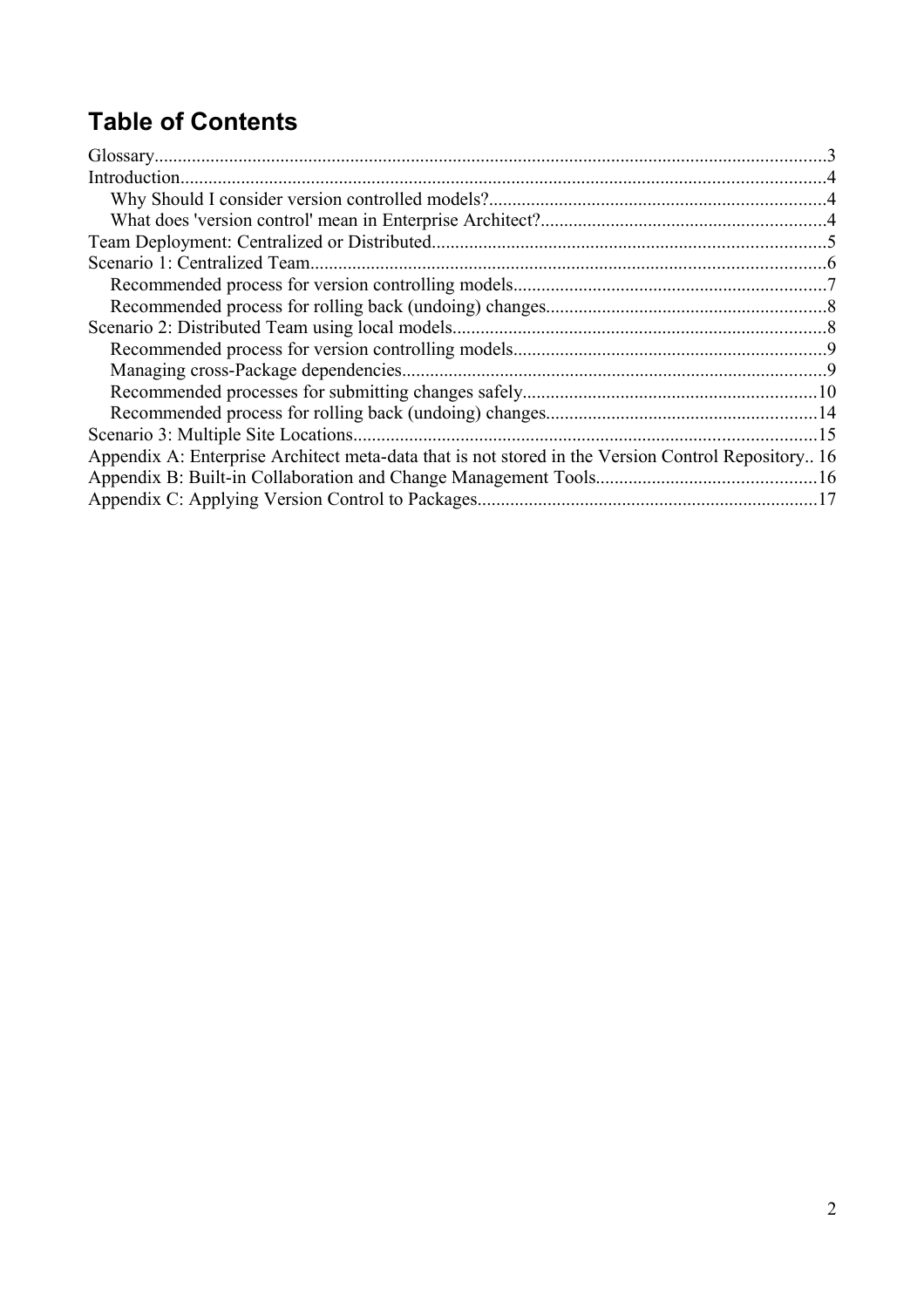# Table of Contents

Glossary...3
Introduction...4
- Why Should I consider version controlled models?...4
- What does 'version control' mean in Enterprise Architect?...4

Team Deployment: Centralized or Distributed...5
Scenario 1: Centralized Team...6
- Recommended process for version controlling models...7
- Recommended process for rolling back (undoing) changes...8

Scenario 2: Distributed Team using local models...8
- Recommended process for version controlling models...9
- Managing cross-Package dependencies...9
- Recommended processes for submitting changes safely...10
- Recommended process for rolling back (undoing) changes...14

Scenario 3: Multiple Site Locations...15
Appendix A: Enterprise Architect meta-data that is not stored in the Version Control Repository...16
Appendix B: Built-in Collaboration and Change Management Tools...16
Appendix C: Applying Version Control to Packages...17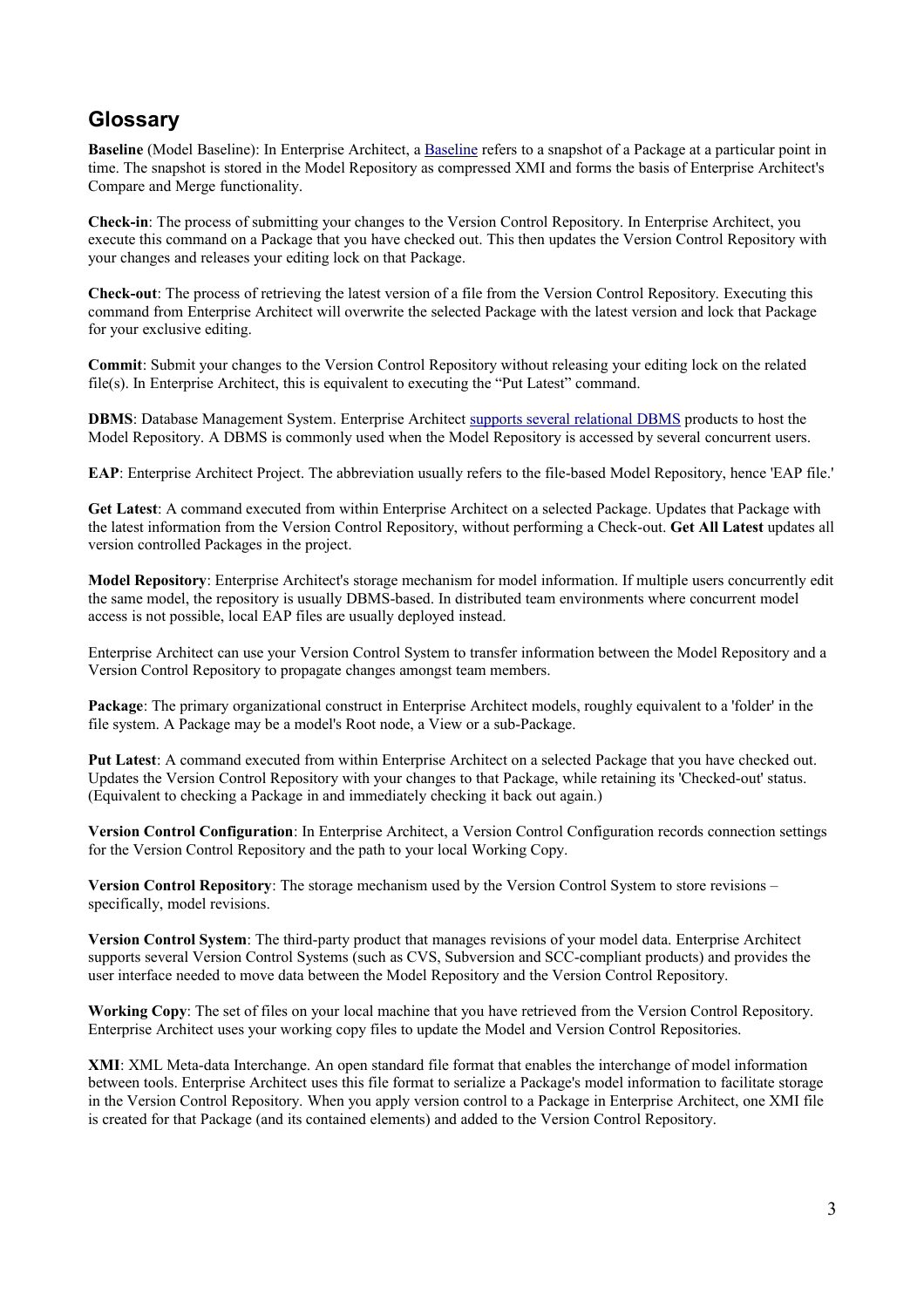## Glossary

**Baseline** (Model Baseline): In Enterprise Architect, a Baseline refers to a snapshot of a Package at a particular point in time. The snapshot is stored in the Model Repository as compressed XMI and forms the basis of Enterprise Architect's Compare and Merge functionality.

**Check-in**: The process of submitting your changes to the Version Control Repository. In Enterprise Architect, you execute this command on a Package that you have checked out. This then updates the Version Control Repository with your changes and releases your editing lock on that Package.

**Check-out**: The process of retrieving the latest version of a file from the Version Control Repository. Executing this command from Enterprise Architect will overwrite the selected Package with the latest version and lock that Package for your exclusive editing.

**Commit**: Submit your changes to the Version Control Repository without releasing your editing lock on the related file(s). In Enterprise Architect, this is equivalent to executing the “Put Latest” command.

**DBMS**: Database Management System. Enterprise Architect supports several relational DBMS products to host the Model Repository. A DBMS is commonly used when the Model Repository is accessed by several concurrent users.

**EAP**: Enterprise Architect Project. The abbreviation usually refers to the file-based Model Repository, hence 'EAP file.'

**Get Latest**: A command executed from within Enterprise Architect on a selected Package. Updates that Package with the latest information from the Version Control Repository, without performing a Check-out. **Get All Latest** updates all version controlled Packages in the project.

**Model Repository**: Enterprise Architect's storage mechanism for model information. If multiple users concurrently edit the same model, the repository is usually DBMS-based. In distributed team environments where concurrent model access is not possible, local EAP files are usually deployed instead.

Enterprise Architect can use your Version Control System to transfer information between the Model Repository and a Version Control Repository to propagate changes amongst team members.

**Package**: The primary organizational construct in Enterprise Architect models, roughly equivalent to a 'folder' in the file system. A Package may be a model's Root node, a View or a sub-Package.

**Put Latest**: A command executed from within Enterprise Architect on a selected Package that you have checked out. Updates the Version Control Repository with your changes to that Package, while retaining its 'Checked-out' status. (Equivalent to checking a Package in and immediately checking it back out again.)

**Version Control Configuration**: In Enterprise Architect, a Version Control Configuration records connection settings for the Version Control Repository and the path to your local Working Copy.

**Version Control Repository**: The storage mechanism used by the Version Control System to store revisions – specifically, model revisions.

**Version Control System**: The third-party product that manages revisions of your model data. Enterprise Architect supports several Version Control Systems (such as CVS, Subversion and SCC-compliant products) and provides the user interface needed to move data between the Model Repository and the Version Control Repository.

**Working Copy**: The set of files on your local machine that you have retrieved from the Version Control Repository. Enterprise Architect uses your working copy files to update the Model and Version Control Repositories.

**XMI**: XML Meta-data Interchange. An open standard file format that enables the interchange of model information between tools. Enterprise Architect uses this file format to serialize a Package's model information to facilitate storage in the Version Control Repository. When you apply version control to a Package in Enterprise Architect, one XMI file is created for that Package (and its contained elements) and added to the Version Control Repository.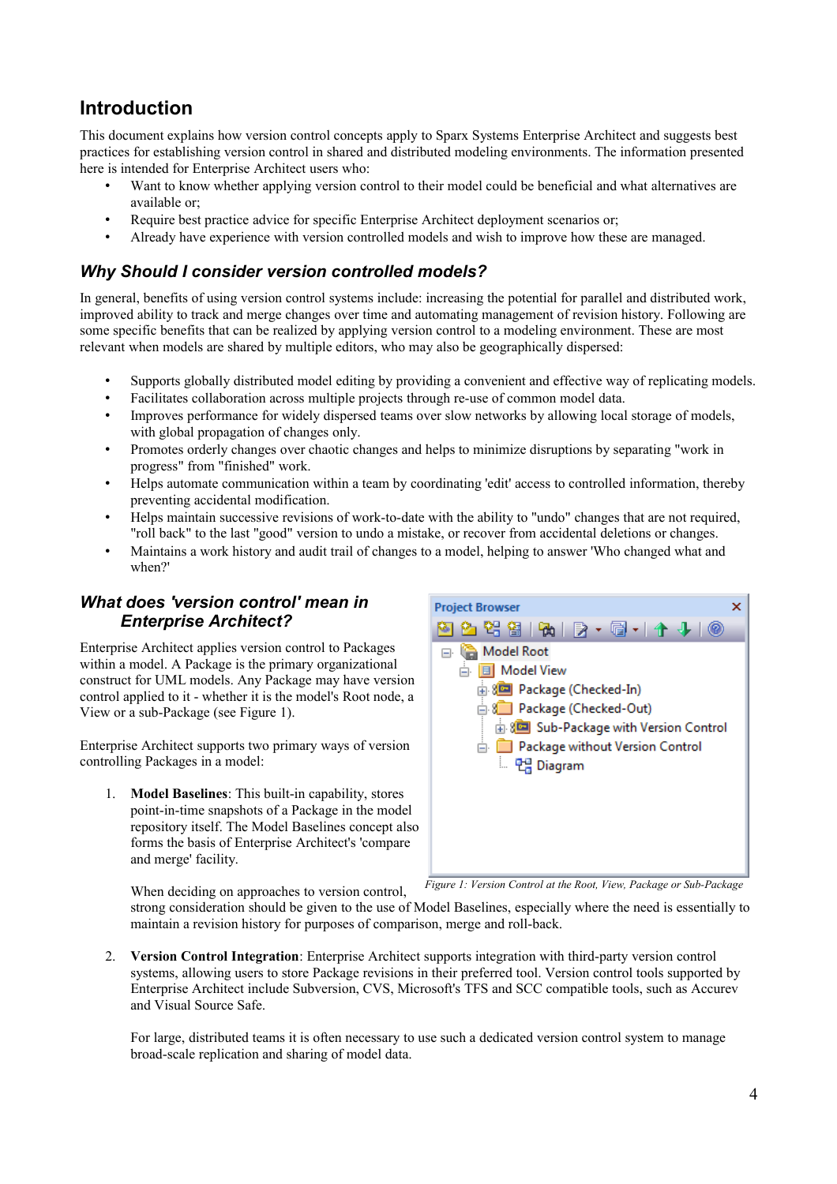## Introduction

This document explains how version control concepts apply to Sparx Systems Enterprise Architect and suggests best practices for establishing version control in shared and distributed modeling environments. The information presented here is intended for Enterprise Architect users who:

- Want to know whether applying version control to their model could be beneficial and what alternatives are available or;
- Require best practice advice for specific Enterprise Architect deployment scenarios or;
- Already have experience with version controlled models and wish to improve how these are managed.

### *Why Should I consider version controlled models?*

In general, benefits of using version control systems include: increasing the potential for parallel and distributed work, improved ability to track and merge changes over time and automating management of revision history. Following are some specific benefits that can be realized by applying version control to a modeling environment. These are most relevant when models are shared by multiple editors, who may also be geographically dispersed:

- Supports globally distributed model editing by providing a convenient and effective way of replicating models.
- Facilitates collaboration across multiple projects through re-use of common model data.
- Improves performance for widely dispersed teams over slow networks by allowing local storage of models, with global propagation of changes only.
- Promotes orderly changes over chaotic changes and helps to minimize disruptions by separating "work in progress" from "finished" work.
- Helps automate communication within a team by coordinating 'edit' access to controlled information, thereby preventing accidental modification.
- Helps maintain successive revisions of work-to-date with the ability to "undo" changes that are not required, "roll back" to the last "good" version to undo a mistake, or recover from accidental deletions or changes.
- Maintains a work history and audit trail of changes to a model, helping to answer 'Who changed what and when?'

### *What does 'version control' mean in Enterprise Architect?*

Enterprise Architect applies version control to Packages within a model. A Package is the primary organizational construct for UML models. Any Package may have version control applied to it - whether it is the model's Root node, a View or a sub-Package (see Figure 1).

Project Browser
- Model Root
  - Model View
    - Package (Checked-In)
    - Package (Checked-Out)
      - Sub-Package with Version Control
    - Package without Version Control
      - Diagram

*Figure 1: Version Control at the Root, View, Package or Sub-Package*

Enterprise Architect supports two primary ways of version controlling Packages in a model:

1. **Model Baselines**: This built-in capability, stores point-in-time snapshots of a Package in the model repository itself. The Model Baselines concept also forms the basis of Enterprise Architect's 'compare and merge' facility.

   When deciding on approaches to version control, strong consideration should be given to the use of Model Baselines, especially where the need is essentially to maintain a revision history for purposes of comparison, merge and roll-back.

2. **Version Control Integration**: Enterprise Architect supports integration with third-party version control systems, allowing users to store Package revisions in their preferred tool. Version control tools supported by Enterprise Architect include Subversion, CVS, Microsoft's TFS and SCC compatible tools, such as Accurev and Visual Source Safe.

   For large, distributed teams it is often necessary to use such a dedicated version control system to manage broad-scale replication and sharing of model data.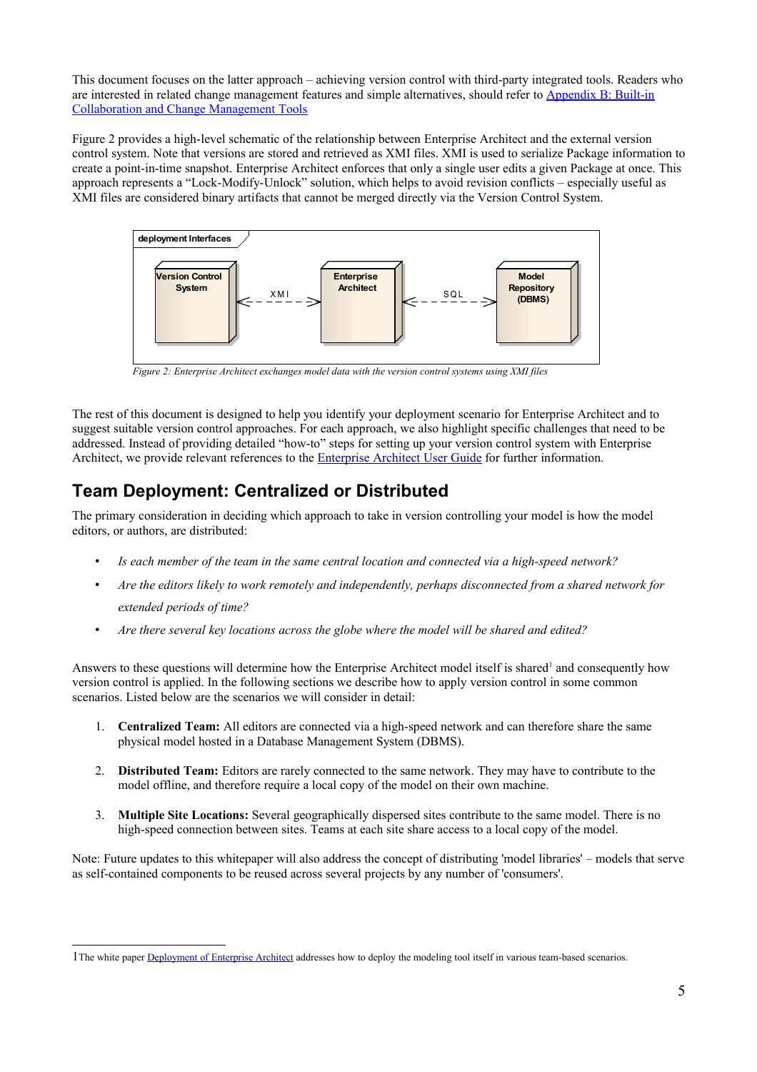This document focuses on the latter approach – achieving version control with third-party integrated tools. Readers who are interested in related change management features and simple alternatives, should refer to [Appendix B: Built-in Collaboration and Change Management Tools](#)

Figure 2 provides a high-level schematic of the relationship between Enterprise Architect and the external version control system. Note that versions are stored and retrieved as XMI files. XMI is used to serialize Package information to create a point-in-time snapshot. Enterprise Architect enforces that only a single user edits a given Package at once. This approach represents a "Lock-Modify-Unlock" solution, which helps to avoid revision conflicts – especially useful as XMI files are considered binary artifacts that cannot be merged directly via the Version Control System.

deployment Interfaces

Version Control System <- - XMI - -> Enterprise Architect <- - SQL - -> Model Repository (DBMS)

*Figure 2: Enterprise Architect exchanges model data with the version control systems using XMI files*

The rest of this document is designed to help you identify your deployment scenario for Enterprise Architect and to suggest suitable version control approaches. For each approach, we also highlight specific challenges that need to be addressed. Instead of providing detailed "how-to" steps for setting up your version control system with Enterprise Architect, we provide relevant references to the Enterprise Architect User Guide for further information.

## Team Deployment: Centralized or Distributed

The primary consideration in deciding which approach to take in version controlling your model is how the model editors, or authors, are distributed:

- *Is each member of the team in the same central location and connected via a high-speed network?*
- *Are the editors likely to work remotely and independently, perhaps disconnected from a shared network for extended periods of time?*
- *Are there several key locations across the globe where the model will be shared and edited?*

Answers to these questions will determine how the Enterprise Architect model itself is shared[1] and consequently how version control is applied. In the following sections we describe how to apply version control in some common scenarios. Listed below are the scenarios we will consider in detail:

1. **Centralized Team:** All editors are connected via a high-speed network and can therefore share the same physical model hosted in a Database Management System (DBMS).
2. **Distributed Team:** Editors are rarely connected to the same network. They may have to contribute to the model offline, and therefore require a local copy of the model on their own machine.
3. **Multiple Site Locations:** Several geographically dispersed sites contribute to the same model. There is no high-speed connection between sites. Teams at each site share access to a local copy of the model.

Note: Future updates to this whitepaper will also address the concept of distributing 'model libraries' – models that serve as self-contained components to be reused across several projects by any number of 'consumers'.

---

1 The white paper Deployment of Enterprise Architect addresses how to deploy the modeling tool itself in various team-based scenarios.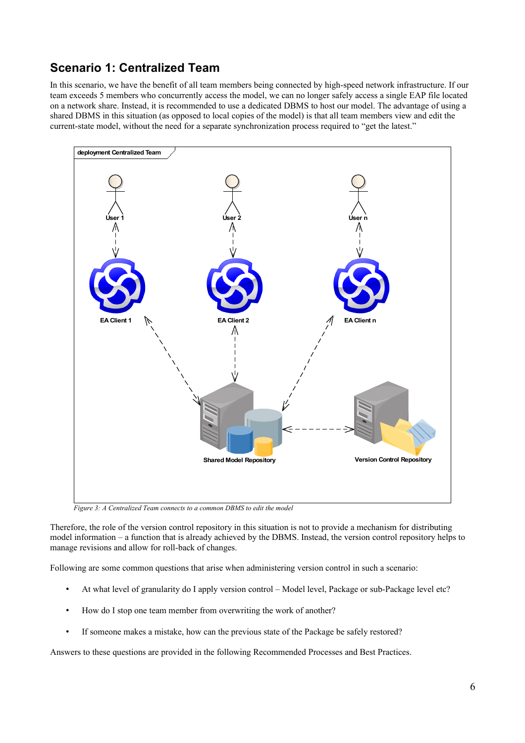## Scenario 1: Centralized Team

In this scenario, we have the benefit of all team members being connected by high-speed network infrastructure. If our team exceeds 5 members who concurrently access the model, we can no longer safely access a single EAP file located on a network share. Instead, it is recommended to use a dedicated DBMS to host our model. The advantage of using a shared DBMS in this situation (as opposed to local copies of the model) is that all team members view and edit the current-state model, without the need for a separate synchronization process required to "get the latest."

*Figure 3: A Centralized Team connects to a common DBMS to edit the model*

Therefore, the role of the version control repository in this situation is not to provide a mechanism for distributing model information – a function that is already achieved by the DBMS. Instead, the version control repository helps to manage revisions and allow for roll-back of changes.

Following are some common questions that arise when administering version control in such a scenario:

- At what level of granularity do I apply version control – Model level, Package or sub-Package level etc?
- How do I stop one team member from overwriting the work of another?
- If someone makes a mistake, how can the previous state of the Package be safely restored?

Answers to these questions are provided in the following Recommended Processes and Best Practices.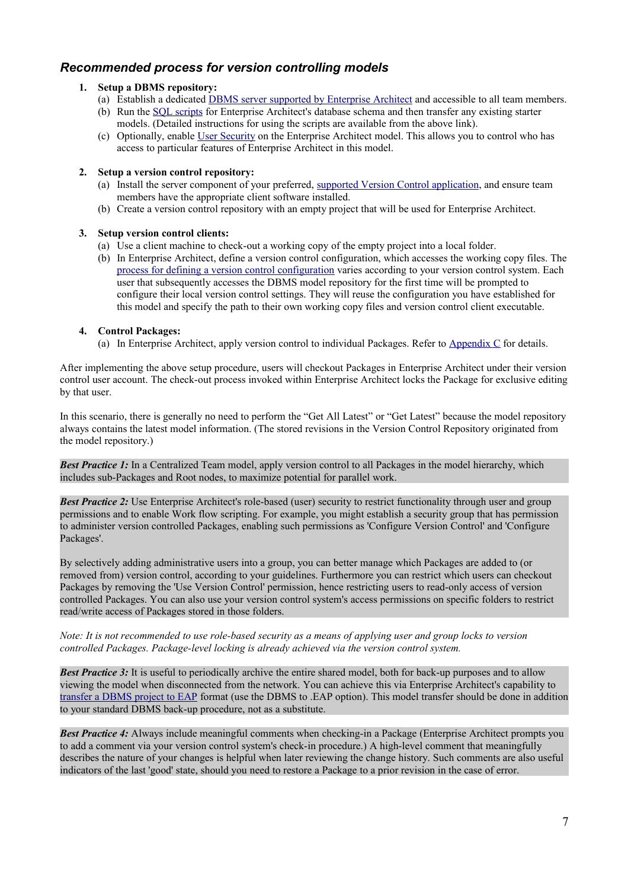### *Recommended process for version controlling models*

1. **Setup a DBMS repository:**
   (a) Establish a dedicated DBMS server supported by Enterprise Architect and accessible to all team members.
   (b) Run the SQL scripts for Enterprise Architect's database schema and then transfer any existing starter models. (Detailed instructions for using the scripts are available from the above link).
   (c) Optionally, enable User Security on the Enterprise Architect model. This allows you to control who has access to particular features of Enterprise Architect in this model.

2. **Setup a version control repository:**
   (a) Install the server component of your preferred, supported Version Control application, and ensure team members have the appropriate client software installed.
   (b) Create a version control repository with an empty project that will be used for Enterprise Architect.

3. **Setup version control clients:**
   (a) Use a client machine to check-out a working copy of the empty project into a local folder.
   (b) In Enterprise Architect, define a version control configuration, which accesses the working copy files. The process for defining a version control configuration varies according to your version control system. Each user that subsequently accesses the DBMS model repository for the first time will be prompted to configure their local version control settings. They will reuse the configuration you have established for this model and specify the path to their own working copy files and version control client executable.

4. **Control Packages:**
   (a) In Enterprise Architect, apply version control to individual Packages. Refer to Appendix C for details.

After implementing the above setup procedure, users will checkout Packages in Enterprise Architect under their version control user account. The check-out process invoked within Enterprise Architect locks the Package for exclusive editing by that user.

In this scenario, there is generally no need to perform the "Get All Latest" or "Get Latest" because the model repository always contains the latest model information. (The stored revisions in the Version Control Repository originated from the model repository.)

***Best Practice 1:*** In a Centralized Team model, apply version control to all Packages in the model hierarchy, which includes sub-Packages and Root nodes, to maximize potential for parallel work.

***Best Practice 2:*** Use Enterprise Architect's role-based (user) security to restrict functionality through user and group permissions and to enable Work flow scripting. For example, you might establish a security group that has permission to administer version controlled Packages, enabling such permissions as 'Configure Version Control' and 'Configure Packages'.

By selectively adding administrative users into a group, you can better manage which Packages are added to (or removed from) version control, according to your guidelines. Furthermore you can restrict which users can checkout Packages by removing the 'Use Version Control' permission, hence restricting users to read-only access of version controlled Packages. You can also use your version control system's access permissions on specific folders to restrict read/write access of Packages stored in those folders.

*Note: It is not recommended to use role-based security as a means of applying user and group locks to version controlled Packages. Package-level locking is already achieved via the version control system.*

***Best Practice 3:*** It is useful to periodically archive the entire shared model, both for back-up purposes and to allow viewing the model when disconnected from the network. You can achieve this via Enterprise Architect's capability to transfer a DBMS project to EAP format (use the DBMS to .EAP option). This model transfer should be done in addition to your standard DBMS back-up procedure, not as a substitute.

***Best Practice 4:*** Always include meaningful comments when checking-in a Package (Enterprise Architect prompts you to add a comment via your version control system's check-in procedure.) A high-level comment that meaningfully describes the nature of your changes is helpful when later reviewing the change history. Such comments are also useful indicators of the last 'good' state, should you need to restore a Package to a prior revision in the case of error.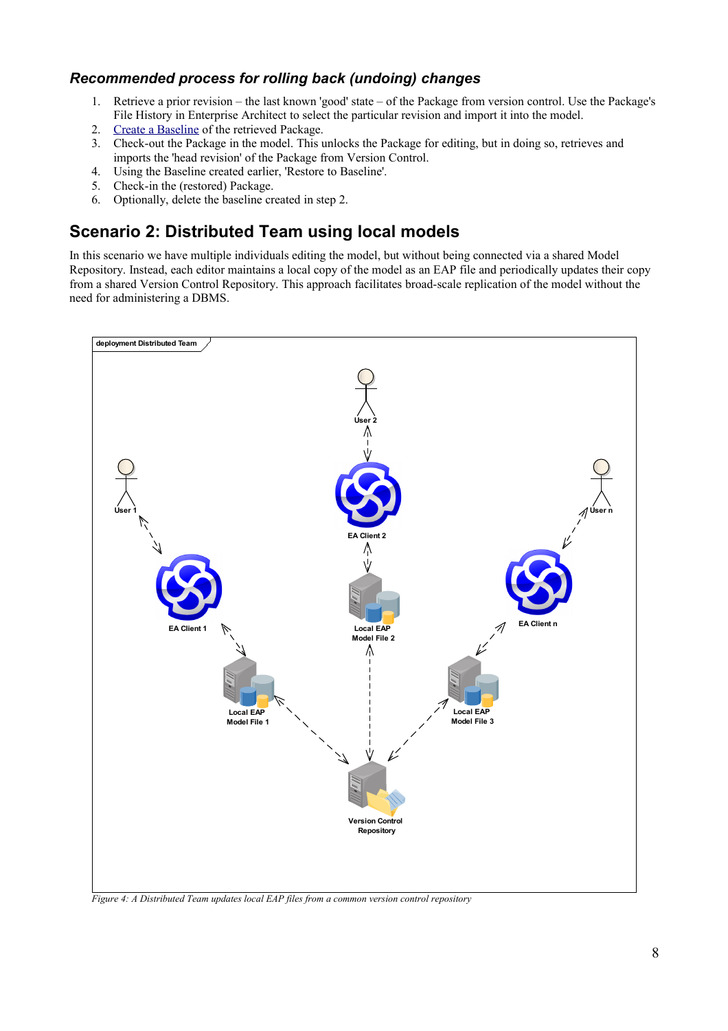### *Recommended process for rolling back (undoing) changes*

1. Retrieve a prior revision – the last known 'good' state – of the Package from version control. Use the Package's File History in Enterprise Architect to select the particular revision and import it into the model.
2. Create a Baseline of the retrieved Package.
3. Check-out the Package in the model. This unlocks the Package for editing, but in doing so, retrieves and imports the 'head revision' of the Package from Version Control.
4. Using the Baseline created earlier, 'Restore to Baseline'.
5. Check-in the (restored) Package.
6. Optionally, delete the baseline created in step 2.

## Scenario 2: Distributed Team using local models

In this scenario we have multiple individuals editing the model, but without being connected via a shared Model Repository. Instead, each editor maintains a local copy of the model as an EAP file and periodically updates their copy from a shared Version Control Repository. This approach facilitates broad-scale replication of the model without the need for administering a DBMS.

*Figure 4: A Distributed Team updates local EAP files from a common version control repository*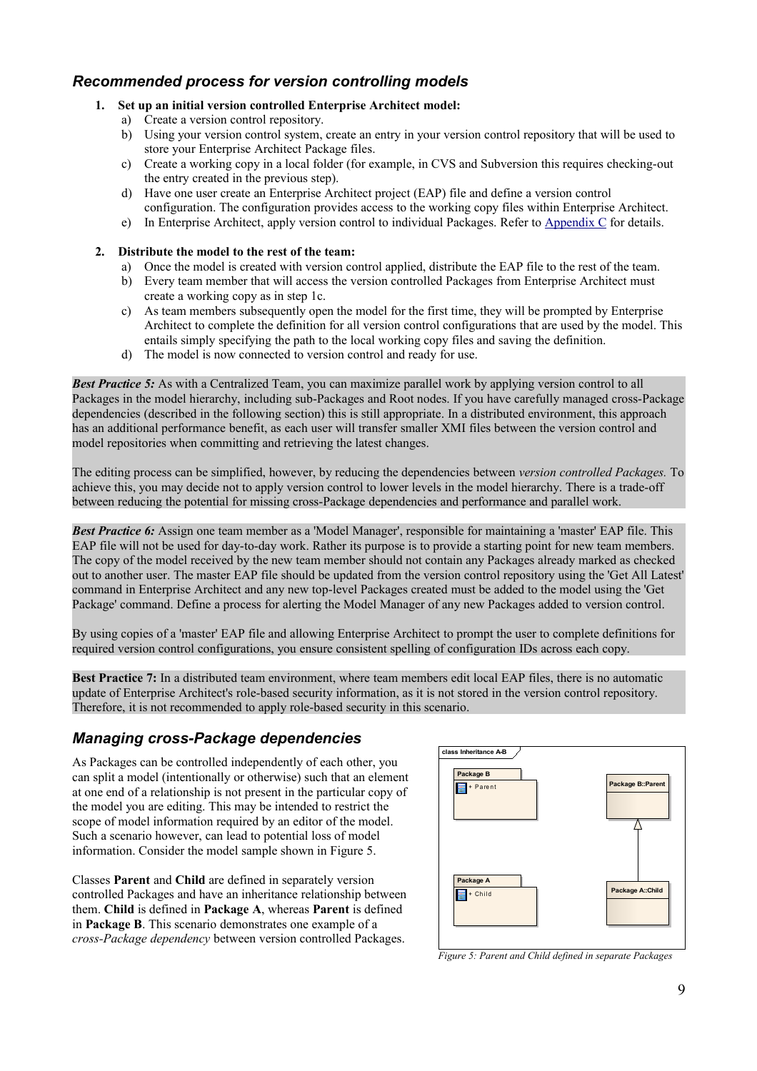## *Recommended process for version controlling models*

1. **Set up an initial version controlled Enterprise Architect model:**
   a) Create a version control repository.
   b) Using your version control system, create an entry in your version control repository that will be used to store your Enterprise Architect Package files.
   c) Create a working copy in a local folder (for example, in CVS and Subversion this requires checking-out the entry created in the previous step).
   d) Have one user create an Enterprise Architect project (EAP) file and define a version control configuration. The configuration provides access to the working copy files within Enterprise Architect.
   e) In Enterprise Architect, apply version control to individual Packages. Refer to Appendix C for details.

2. **Distribute the model to the rest of the team:**
   a) Once the model is created with version control applied, distribute the EAP file to the rest of the team.
   b) Every team member that will access the version controlled Packages from Enterprise Architect must create a working copy as in step 1c.
   c) As team members subsequently open the model for the first time, they will be prompted by Enterprise Architect to complete the definition for all version control configurations that are used by the model. This entails simply specifying the path to the local working copy files and saving the definition.
   d) The model is now connected to version control and ready for use.

***Best Practice 5:*** As with a Centralized Team, you can maximize parallel work by applying version control to all Packages in the model hierarchy, including sub-Packages and Root nodes. If you have carefully managed cross-Package dependencies (described in the following section) this is still appropriate. In a distributed environment, this approach has an additional performance benefit, as each user will transfer smaller XMI files between the version control and model repositories when committing and retrieving the latest changes.

The editing process can be simplified, however, by reducing the dependencies between *version controlled Packages.* To achieve this, you may decide not to apply version control to lower levels in the model hierarchy. There is a trade-off between reducing the potential for missing cross-Package dependencies and performance and parallel work.

***Best Practice 6:*** Assign one team member as a 'Model Manager', responsible for maintaining a 'master' EAP file. This EAP file will not be used for day-to-day work. Rather its purpose is to provide a starting point for new team members. The copy of the model received by the new team member should not contain any Packages already marked as checked out to another user. The master EAP file should be updated from the version control repository using the 'Get All Latest' command in Enterprise Architect and any new top-level Packages created must be added to the model using the 'Get Package' command. Define a process for alerting the Model Manager of any new Packages added to version control.

By using copies of a 'master' EAP file and allowing Enterprise Architect to prompt the user to complete definitions for required version control configurations, you ensure consistent spelling of configuration IDs across each copy.

**Best Practice 7:** In a distributed team environment, where team members edit local EAP files, there is no automatic update of Enterprise Architect's role-based security information, as it is not stored in the version control repository. Therefore, it is not recommended to apply role-based security in this scenario.

## *Managing cross-Package dependencies*

As Packages can be controlled independently of each other, you can split a model (intentionally or otherwise) such that an element at one end of a relationship is not present in the particular copy of the model you are editing. This may be intended to restrict the scope of model information required by an editor of the model. Such a scenario however, can lead to potential loss of model information. Consider the model sample shown in Figure 5.

Classes **Parent** and **Child** are defined in separately version controlled Packages and have an inheritance relationship between them. **Child** is defined in **Package A**, whereas **Parent** is defined in **Package B**. This scenario demonstrates one example of a *cross-Package dependency* between version controlled Packages.

*Figure 5: Parent and Child defined in separate Packages*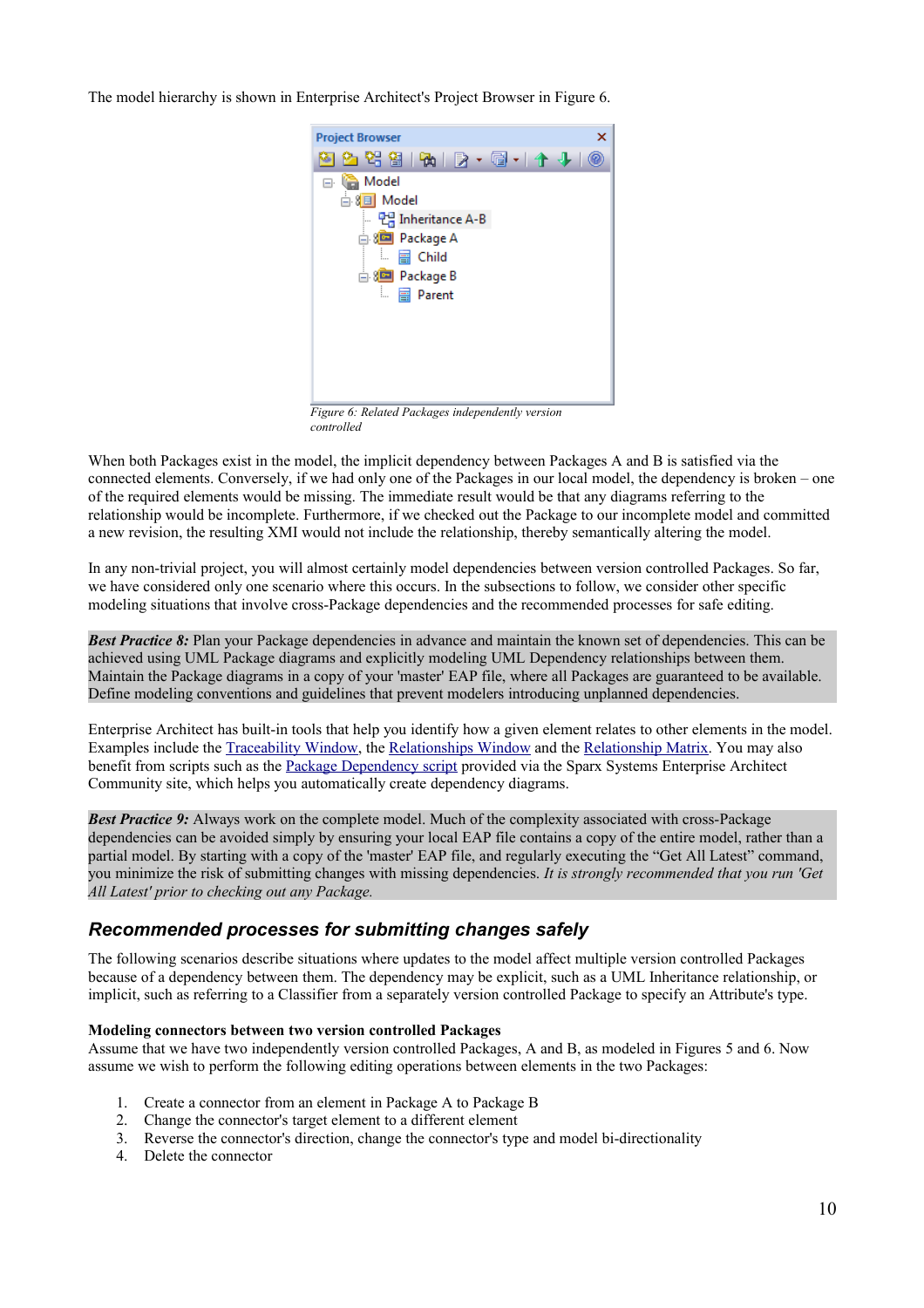The model hierarchy is shown in Enterprise Architect's Project Browser in Figure 6.

*Figure 6: Related Packages independently version controlled*

When both Packages exist in the model, the implicit dependency between Packages A and B is satisfied via the connected elements. Conversely, if we had only one of the Packages in our local model, the dependency is broken – one of the required elements would be missing. The immediate result would be that any diagrams referring to the relationship would be incomplete. Furthermore, if we checked out the Package to our incomplete model and committed a new revision, the resulting XMI would not include the relationship, thereby semantically altering the model.

In any non-trivial project, you will almost certainly model dependencies between version controlled Packages. So far, we have considered only one scenario where this occurs. In the subsections to follow, we consider other specific modeling situations that involve cross-Package dependencies and the recommended processes for safe editing.

***Best Practice 8:*** Plan your Package dependencies in advance and maintain the known set of dependencies. This can be achieved using UML Package diagrams and explicitly modeling UML Dependency relationships between them. Maintain the Package diagrams in a copy of your 'master' EAP file, where all Packages are guaranteed to be available. Define modeling conventions and guidelines that prevent modelers introducing unplanned dependencies.

Enterprise Architect has built-in tools that help you identify how a given element relates to other elements in the model. Examples include the Traceability Window, the Relationships Window and the Relationship Matrix. You may also benefit from scripts such as the Package Dependency script provided via the Sparx Systems Enterprise Architect Community site, which helps you automatically create dependency diagrams.

***Best Practice 9:*** Always work on the complete model. Much of the complexity associated with cross-Package dependencies can be avoided simply by ensuring your local EAP file contains a copy of the entire model, rather than a partial model. By starting with a copy of the 'master' EAP file, and regularly executing the "Get All Latest" command, you minimize the risk of submitting changes with missing dependencies. *It is strongly recommended that you run 'Get All Latest' prior to checking out any Package.*

## *Recommended processes for submitting changes safely*

The following scenarios describe situations where updates to the model affect multiple version controlled Packages because of a dependency between them. The dependency may be explicit, such as a UML Inheritance relationship, or implicit, such as referring to a Classifier from a separately version controlled Package to specify an Attribute's type.

**Modeling connectors between two version controlled Packages**

Assume that we have two independently version controlled Packages, A and B, as modeled in Figures 5 and 6. Now assume we wish to perform the following editing operations between elements in the two Packages:

1. Create a connector from an element in Package A to Package B
2. Change the connector's target element to a different element
3. Reverse the connector's direction, change the connector's type and model bi-directionality
4. Delete the connector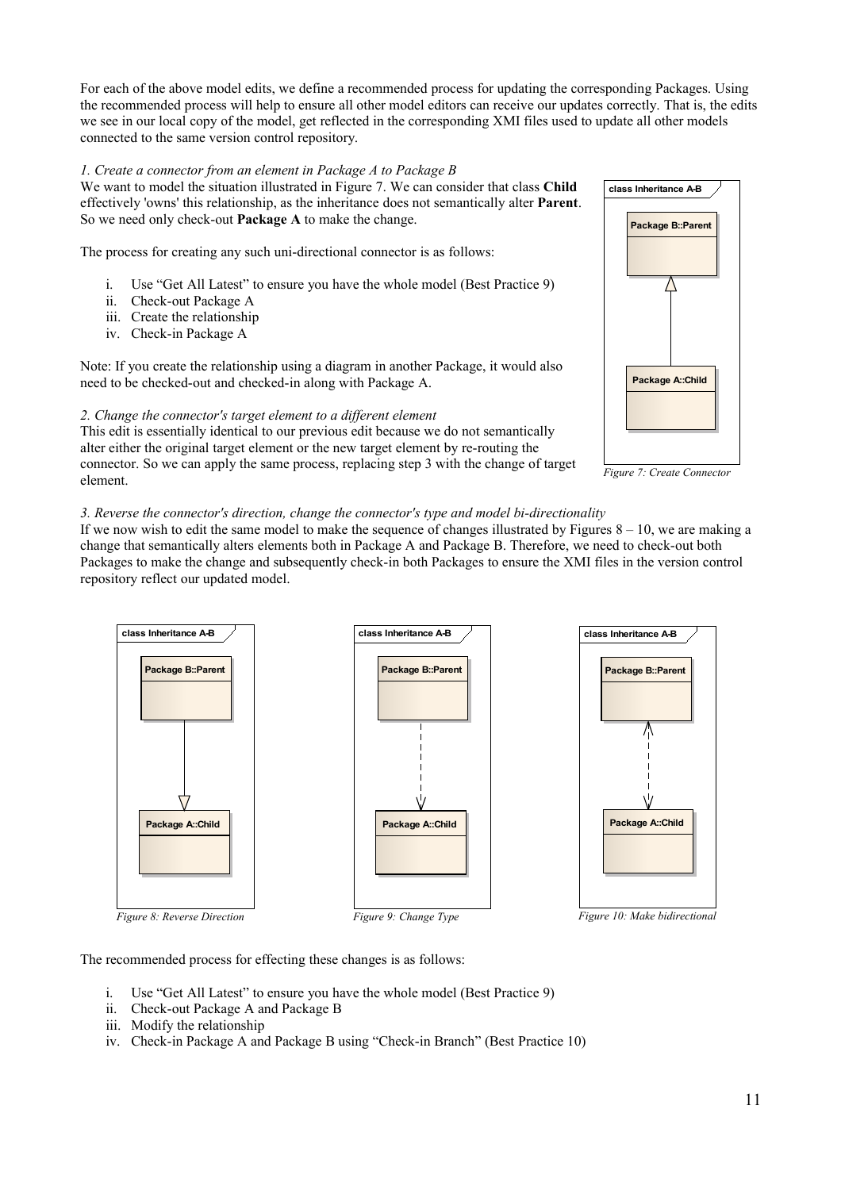For each of the above model edits, we define a recommended process for updating the corresponding Packages. Using the recommended process will help to ensure all other model editors can receive our updates correctly. That is, the edits we see in our local copy of the model, get reflected in the corresponding XMI files used to update all other models connected to the same version control repository.

*1. Create a connector from an element in Package A to Package B*

We want to model the situation illustrated in Figure 7. We can consider that class **Child** effectively 'owns' this relationship, as the inheritance does not semantically alter **Parent**. So we need only check-out **Package A** to make the change.

The process for creating any such uni-directional connector is as follows:

i. Use "Get All Latest" to ensure you have the whole model (Best Practice 9)
ii. Check-out Package A
iii. Create the relationship
iv. Check-in Package A

Note: If you create the relationship using a diagram in another Package, it would also need to be checked-out and checked-in along with Package A.

*Figure 7: Create Connector*

*2. Change the connector's target element to a different element*

This edit is essentially identical to our previous edit because we do not semantically alter either the original target element or the new target element by re-routing the connector. So we can apply the same process, replacing step 3 with the change of target element.

*3. Reverse the connector's direction, change the connector's type and model bi-directionality*

If we now wish to edit the same model to make the sequence of changes illustrated by Figures 8 – 10, we are making a change that semantically alters elements both in Package A and Package B. Therefore, we need to check-out both Packages to make the change and subsequently check-in both Packages to ensure the XMI files in the version control repository reflect our updated model.

*Figure 8: Reverse Direction*

*Figure 9: Change Type*

*Figure 10: Make bidirectional*

The recommended process for effecting these changes is as follows:

i. Use "Get All Latest" to ensure you have the whole model (Best Practice 9)
ii. Check-out Package A and Package B
iii. Modify the relationship
iv. Check-in Package A and Package B using "Check-in Branch" (Best Practice 10)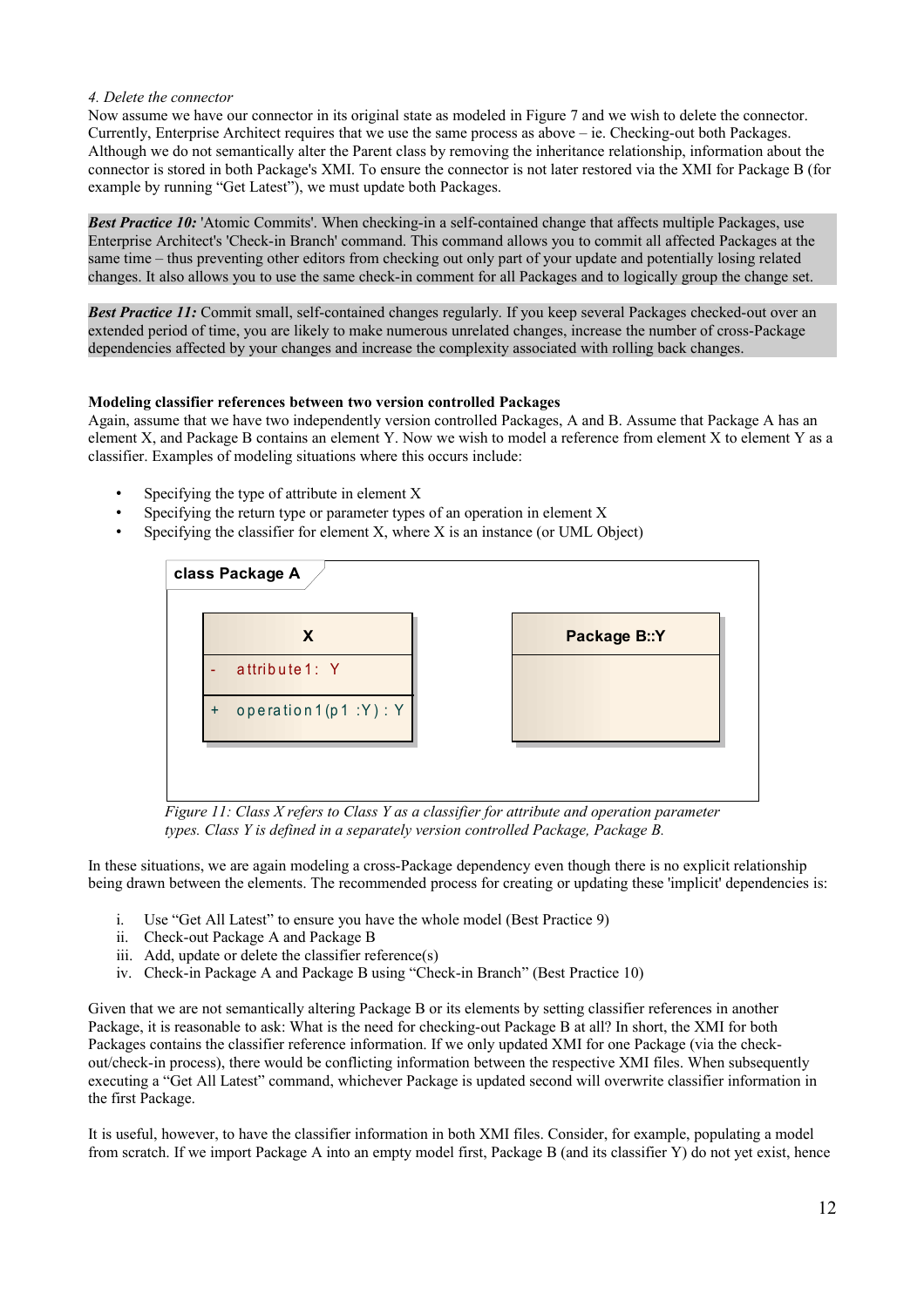*4. Delete the connector*

Now assume we have our connector in its original state as modeled in Figure 7 and we wish to delete the connector. Currently, Enterprise Architect requires that we use the same process as above – ie. Checking-out both Packages. Although we do not semantically alter the Parent class by removing the inheritance relationship, information about the connector is stored in both Package's XMI. To ensure the connector is not later restored via the XMI for Package B (for example by running "Get Latest"), we must update both Packages.

***Best Practice 10:*** 'Atomic Commits'. When checking-in a self-contained change that affects multiple Packages, use Enterprise Architect's 'Check-in Branch' command. This command allows you to commit all affected Packages at the same time – thus preventing other editors from checking out only part of your update and potentially losing related changes. It also allows you to use the same check-in comment for all Packages and to logically group the change set.

***Best Practice 11:*** Commit small, self-contained changes regularly. If you keep several Packages checked-out over an extended period of time, you are likely to make numerous unrelated changes, increase the number of cross-Package dependencies affected by your changes and increase the complexity associated with rolling back changes.

**Modeling classifier references between two version controlled Packages**

Again, assume that we have two independently version controlled Packages, A and B. Assume that Package A has an element X, and Package B contains an element Y. Now we wish to model a reference from element X to element Y as a classifier. Examples of modeling situations where this occurs include:

- Specifying the type of attribute in element X
- Specifying the return type or parameter types of an operation in element X
- Specifying the classifier for element X, where X is an instance (or UML Object)

class Package A

| X |
| --- |
| - attribute1: Y |
| + operation1(p1 :Y) : Y |

| Package B::Y |
| --- |

*Figure 11: Class X refers to Class Y as a classifier for attribute and operation parameter types. Class Y is defined in a separately version controlled Package, Package B.*

In these situations, we are again modeling a cross-Package dependency even though there is no explicit relationship being drawn between the elements. The recommended process for creating or updating these 'implicit' dependencies is:

i. Use "Get All Latest" to ensure you have the whole model (Best Practice 9)
ii. Check-out Package A and Package B
iii. Add, update or delete the classifier reference(s)
iv. Check-in Package A and Package B using "Check-in Branch" (Best Practice 10)

Given that we are not semantically altering Package B or its elements by setting classifier references in another Package, it is reasonable to ask: What is the need for checking-out Package B at all? In short, the XMI for both Packages contains the classifier reference information. If we only updated XMI for one Package (via the check-out/check-in process), there would be conflicting information between the respective XMI files. When subsequently executing a "Get All Latest" command, whichever Package is updated second will overwrite classifier information in the first Package.

It is useful, however, to have the classifier information in both XMI files. Consider, for example, populating a model from scratch. If we import Package A into an empty model first, Package B (and its classifier Y) do not yet exist, hence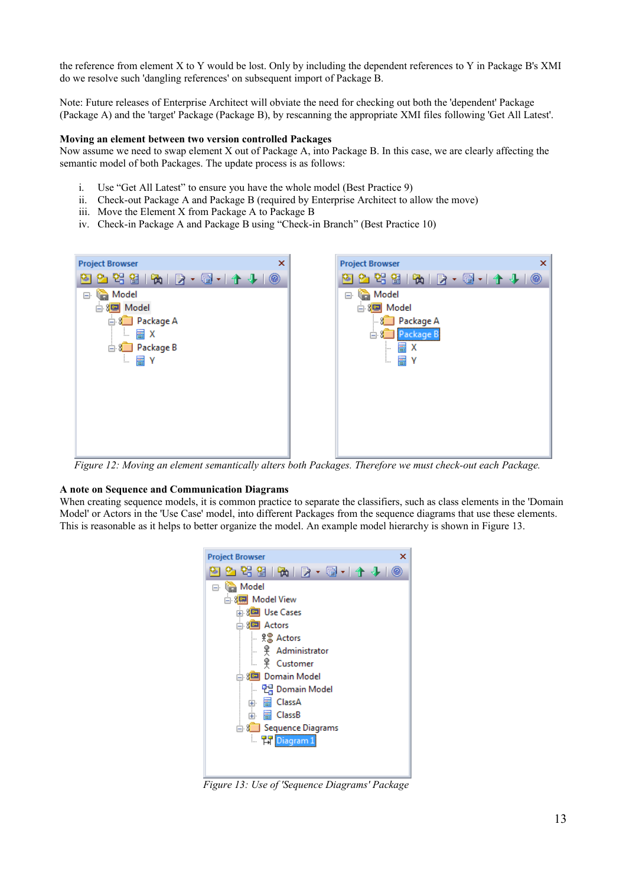the reference from element X to Y would be lost. Only by including the dependent references to Y in Package B's XMI do we resolve such 'dangling references' on subsequent import of Package B.

Note: Future releases of Enterprise Architect will obviate the need for checking out both the 'dependent' Package (Package A) and the 'target' Package (Package B), by rescanning the appropriate XMI files following 'Get All Latest'.

**Moving an element between two version controlled Packages**

Now assume we need to swap element X out of Package A, into Package B. In this case, we are clearly affecting the semantic model of both Packages. The update process is as follows:

i. Use "Get All Latest" to ensure you have the whole model (Best Practice 9)
ii. Check-out Package A and Package B (required by Enterprise Architect to allow the move)
iii. Move the Element X from Package A to Package B
iv. Check-in Package A and Package B using "Check-in Branch" (Best Practice 10)

*Figure 12: Moving an element semantically alters both Packages. Therefore we must check-out each Package.*

**A note on Sequence and Communication Diagrams**

When creating sequence models, it is common practice to separate the classifiers, such as class elements in the 'Domain Model' or Actors in the 'Use Case' model, into different Packages from the sequence diagrams that use these elements. This is reasonable as it helps to better organize the model. An example model hierarchy is shown in Figure 13.

*Figure 13: Use of 'Sequence Diagrams' Package*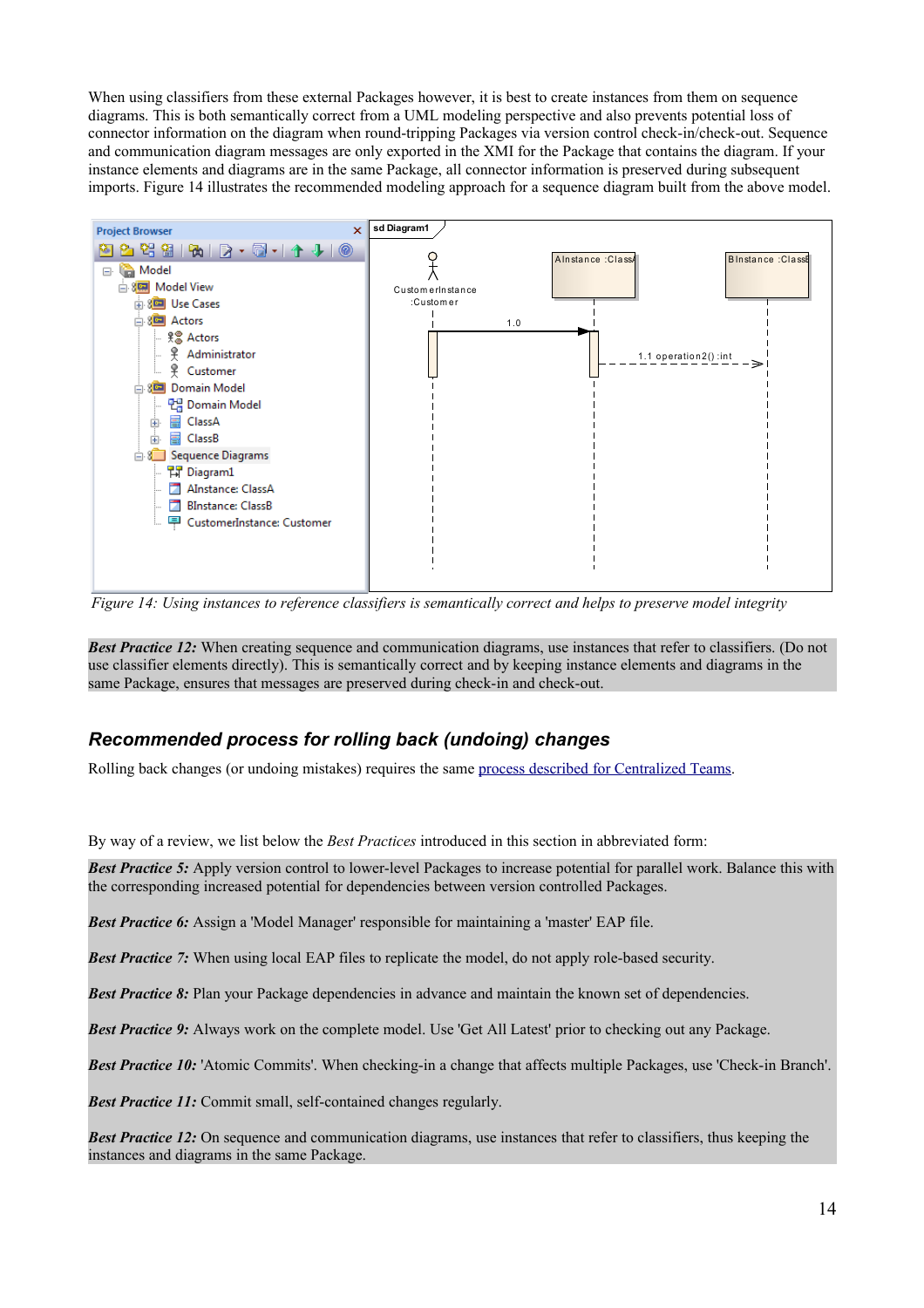When using classifiers from these external Packages however, it is best to create instances from them on sequence diagrams. This is both semantically correct from a UML modeling perspective and also prevents potential loss of connector information on the diagram when round-tripping Packages via version control check-in/check-out. Sequence and communication diagram messages are only exported in the XMI for the Package that contains the diagram. If your instance elements and diagrams are in the same Package, all connector information is preserved during subsequent imports. Figure 14 illustrates the recommended modeling approach for a sequence diagram built from the above model.

*Figure 14: Using instances to reference classifiers is semantically correct and helps to preserve model integrity*

***Best Practice 12:*** When creating sequence and communication diagrams, use instances that refer to classifiers. (Do not use classifier elements directly). This is semantically correct and by keeping instance elements and diagrams in the same Package, ensures that messages are preserved during check-in and check-out.

## *Recommended process for rolling back (undoing) changes*

Rolling back changes (or undoing mistakes) requires the same process described for Centralized Teams.

By way of a review, we list below the *Best Practices* introduced in this section in abbreviated form:

***Best Practice 5:*** Apply version control to lower-level Packages to increase potential for parallel work. Balance this with the corresponding increased potential for dependencies between version controlled Packages.

***Best Practice 6:*** Assign a 'Model Manager' responsible for maintaining a 'master' EAP file.

***Best Practice 7:*** When using local EAP files to replicate the model, do not apply role-based security.

***Best Practice 8:*** Plan your Package dependencies in advance and maintain the known set of dependencies.

***Best Practice 9:*** Always work on the complete model. Use 'Get All Latest' prior to checking out any Package.

***Best Practice 10:*** 'Atomic Commits'. When checking-in a change that affects multiple Packages, use 'Check-in Branch'.

***Best Practice 11:*** Commit small, self-contained changes regularly.

***Best Practice 12:*** On sequence and communication diagrams, use instances that refer to classifiers, thus keeping the instances and diagrams in the same Package.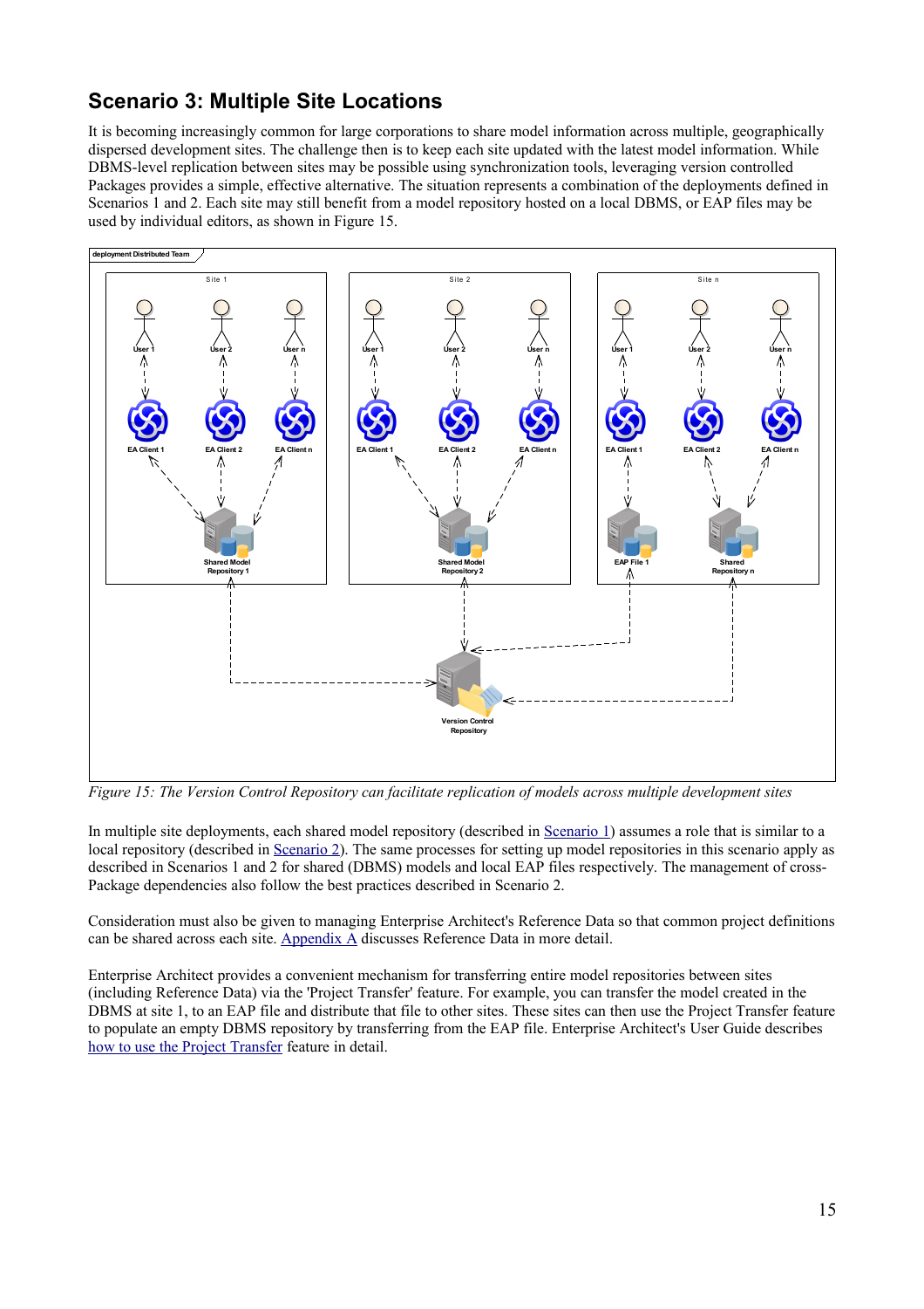## Scenario 3: Multiple Site Locations

It is becoming increasingly common for large corporations to share model information across multiple, geographically dispersed development sites. The challenge then is to keep each site updated with the latest model information. While DBMS-level replication between sites may be possible using synchronization tools, leveraging version controlled Packages provides a simple, effective alternative. The situation represents a combination of the deployments defined in Scenarios 1 and 2. Each site may still benefit from a model repository hosted on a local DBMS, or EAP files may be used by individual editors, as shown in Figure 15.

*Figure 15: The Version Control Repository can facilitate replication of models across multiple development sites*

In multiple site deployments, each shared model repository (described in Scenario 1) assumes a role that is similar to a local repository (described in Scenario 2). The same processes for setting up model repositories in this scenario apply as described in Scenarios 1 and 2 for shared (DBMS) models and local EAP files respectively. The management of cross-Package dependencies also follow the best practices described in Scenario 2.

Consideration must also be given to managing Enterprise Architect's Reference Data so that common project definitions can be shared across each site. Appendix A discusses Reference Data in more detail.

Enterprise Architect provides a convenient mechanism for transferring entire model repositories between sites (including Reference Data) via the 'Project Transfer' feature. For example, you can transfer the model created in the DBMS at site 1, to an EAP file and distribute that file to other sites. These sites can then use the Project Transfer feature to populate an empty DBMS repository by transferring from the EAP file. Enterprise Architect's User Guide describes how to use the Project Transfer feature in detail.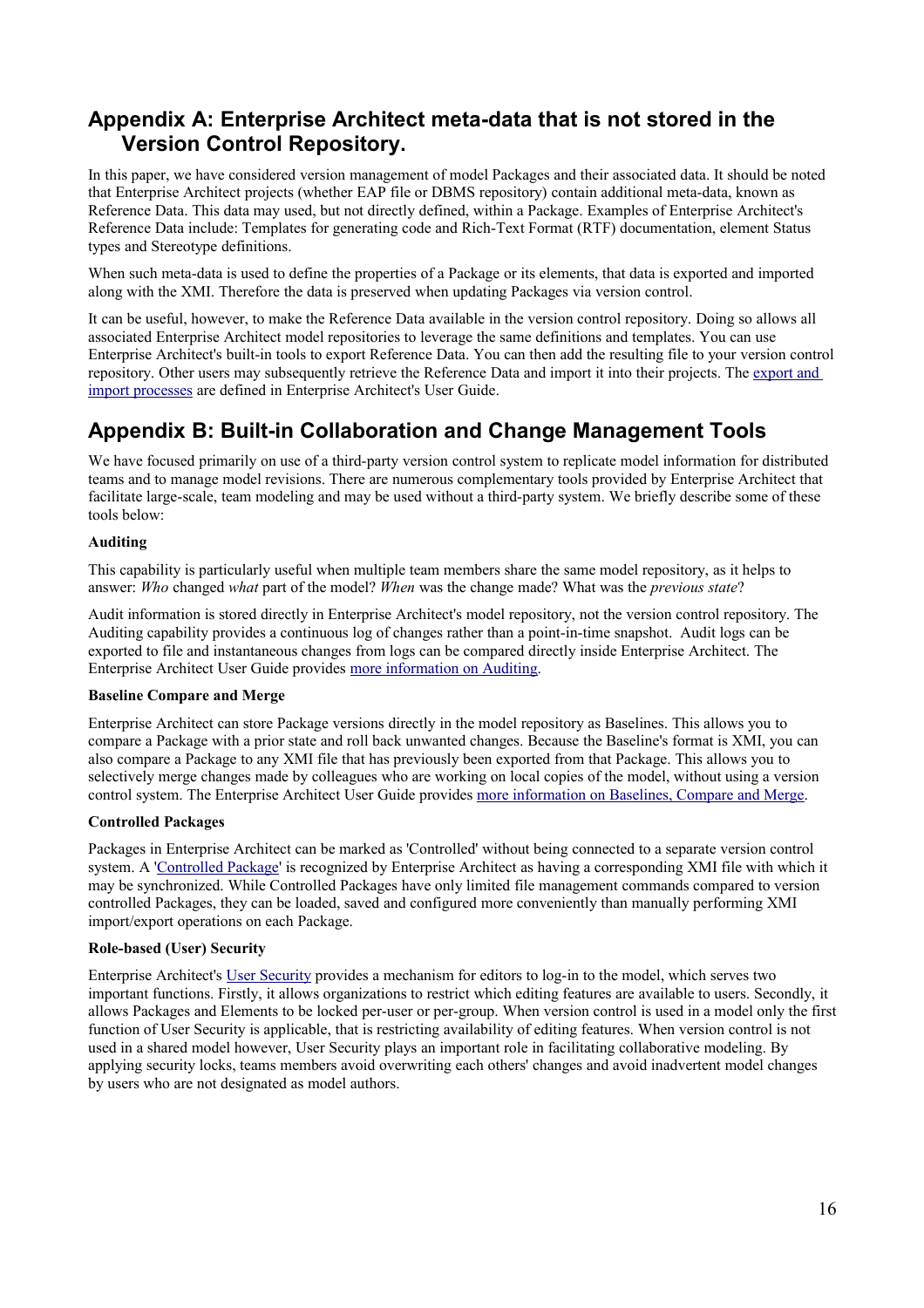## Appendix A: Enterprise Architect meta-data that is not stored in the Version Control Repository.

In this paper, we have considered version management of model Packages and their associated data. It should be noted that Enterprise Architect projects (whether EAP file or DBMS repository) contain additional meta-data, known as Reference Data. This data may used, but not directly defined, within a Package. Examples of Enterprise Architect's Reference Data include: Templates for generating code and Rich-Text Format (RTF) documentation, element Status types and Stereotype definitions.

When such meta-data is used to define the properties of a Package or its elements, that data is exported and imported along with the XMI. Therefore the data is preserved when updating Packages via version control.

It can be useful, however, to make the Reference Data available in the version control repository. Doing so allows all associated Enterprise Architect model repositories to leverage the same definitions and templates. You can use Enterprise Architect's built-in tools to export Reference Data. You can then add the resulting file to your version control repository. Other users may subsequently retrieve the Reference Data and import it into their projects. The export and import processes are defined in Enterprise Architect's User Guide.

## Appendix B: Built-in Collaboration and Change Management Tools

We have focused primarily on use of a third-party version control system to replicate model information for distributed teams and to manage model revisions. There are numerous complementary tools provided by Enterprise Architect that facilitate large-scale, team modeling and may be used without a third-party system. We briefly describe some of these tools below:

**Auditing**

This capability is particularly useful when multiple team members share the same model repository, as it helps to answer: *Who* changed *what* part of the model? *When* was the change made? What was the *previous state*?

Audit information is stored directly in Enterprise Architect's model repository, not the version control repository. The Auditing capability provides a continuous log of changes rather than a point-in-time snapshot. Audit logs can be exported to file and instantaneous changes from logs can be compared directly inside Enterprise Architect. The Enterprise Architect User Guide provides more information on Auditing.

**Baseline Compare and Merge**

Enterprise Architect can store Package versions directly in the model repository as Baselines. This allows you to compare a Package with a prior state and roll back unwanted changes. Because the Baseline's format is XMI, you can also compare a Package to any XMI file that has previously been exported from that Package. This allows you to selectively merge changes made by colleagues who are working on local copies of the model, without using a version control system. The Enterprise Architect User Guide provides more information on Baselines, Compare and Merge.

**Controlled Packages**

Packages in Enterprise Architect can be marked as 'Controlled' without being connected to a separate version control system. A 'Controlled Package' is recognized by Enterprise Architect as having a corresponding XMI file with which it may be synchronized. While Controlled Packages have only limited file management commands compared to version controlled Packages, they can be loaded, saved and configured more conveniently than manually performing XMI import/export operations on each Package.

**Role-based (User) Security**

Enterprise Architect's User Security provides a mechanism for editors to log-in to the model, which serves two important functions. Firstly, it allows organizations to restrict which editing features are available to users. Secondly, it allows Packages and Elements to be locked per-user or per-group. When version control is used in a model only the first function of User Security is applicable, that is restricting availability of editing features. When version control is not used in a shared model however, User Security plays an important role in facilitating collaborative modeling. By applying security locks, teams members avoid overwriting each others' changes and avoid inadvertent model changes by users who are not designated as model authors.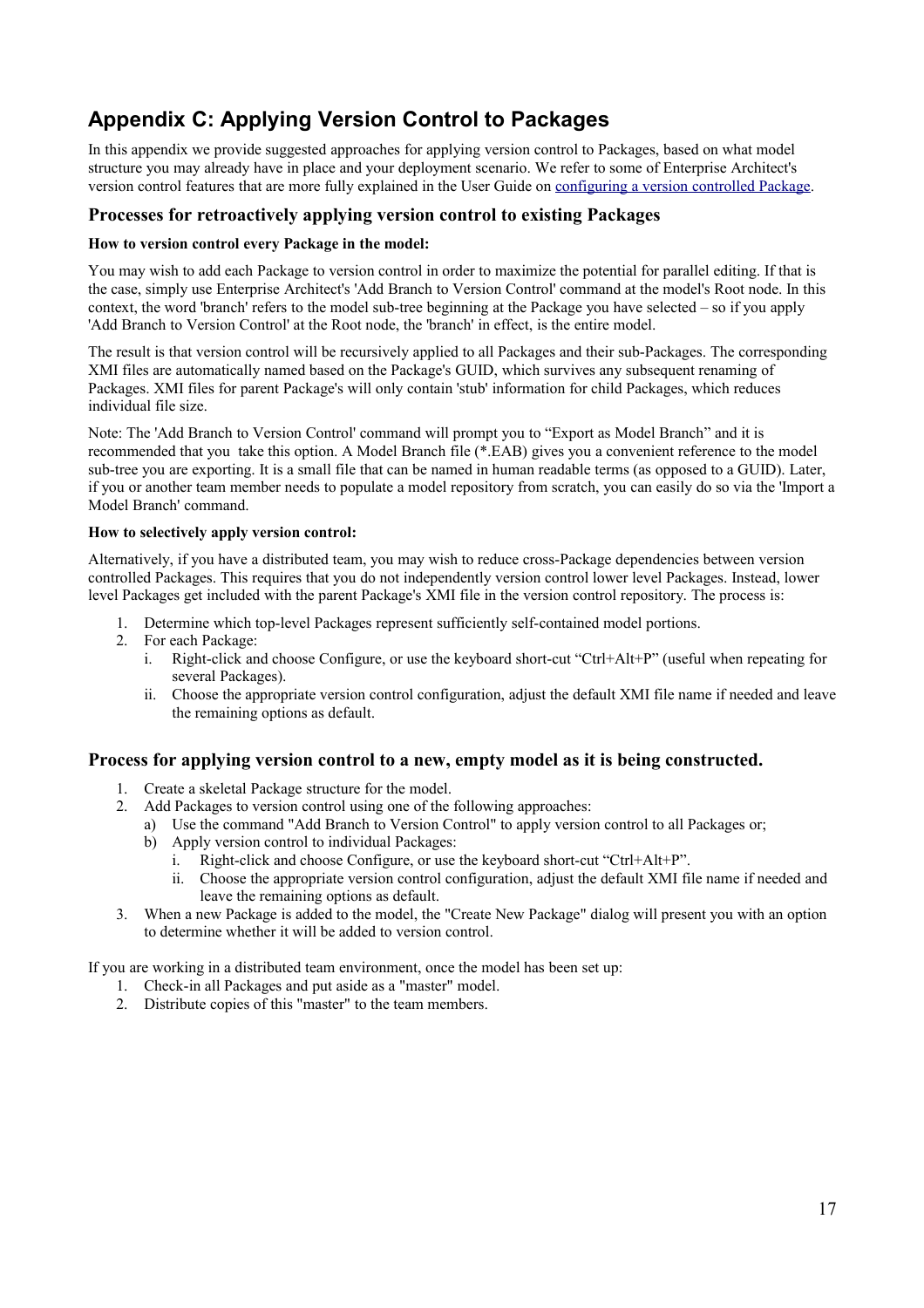# Appendix C: Applying Version Control to Packages

In this appendix we provide suggested approaches for applying version control to Packages, based on what model structure you may already have in place and your deployment scenario. We refer to some of Enterprise Architect's version control features that are more fully explained in the User Guide on [configuring a version controlled Package](configuring a version controlled Package).

## Processes for retroactively applying version control to existing Packages

**How to version control every Package in the model:**

You may wish to add each Package to version control in order to maximize the potential for parallel editing. If that is the case, simply use Enterprise Architect's 'Add Branch to Version Control' command at the model's Root node. In this context, the word 'branch' refers to the model sub-tree beginning at the Package you have selected – so if you apply 'Add Branch to Version Control' at the Root node, the 'branch' in effect, is the entire model.

The result is that version control will be recursively applied to all Packages and their sub-Packages. The corresponding XMI files are automatically named based on the Package's GUID, which survives any subsequent renaming of Packages. XMI files for parent Package's will only contain 'stub' information for child Packages, which reduces individual file size.

Note: The 'Add Branch to Version Control' command will prompt you to “Export as Model Branch” and it is recommended that you take this option. A Model Branch file (*.EAB) gives you a convenient reference to the model sub-tree you are exporting. It is a small file that can be named in human readable terms (as opposed to a GUID). Later, if you or another team member needs to populate a model repository from scratch, you can easily do so via the 'Import a Model Branch' command.

**How to selectively apply version control:**

Alternatively, if you have a distributed team, you may wish to reduce cross-Package dependencies between version controlled Packages. This requires that you do not independently version control lower level Packages. Instead, lower level Packages get included with the parent Package's XMI file in the version control repository. The process is:

1. Determine which top-level Packages represent sufficiently self-contained model portions.
2. For each Package:
   i. Right-click and choose Configure, or use the keyboard short-cut “Ctrl+Alt+P” (useful when repeating for several Packages).
   ii. Choose the appropriate version control configuration, adjust the default XMI file name if needed and leave the remaining options as default.

## Process for applying version control to a new, empty model as it is being constructed.

1. Create a skeletal Package structure for the model.
2. Add Packages to version control using one of the following approaches:
   a) Use the command "Add Branch to Version Control" to apply version control to all Packages or;
   b) Apply version control to individual Packages:
      i. Right-click and choose Configure, or use the keyboard short-cut “Ctrl+Alt+P”.
      ii. Choose the appropriate version control configuration, adjust the default XMI file name if needed and leave the remaining options as default.
3. When a new Package is added to the model, the "Create New Package" dialog will present you with an option to determine whether it will be added to version control.

If you are working in a distributed team environment, once the model has been set up:

1. Check-in all Packages and put aside as a "master" model.
2. Distribute copies of this "master" to the team members.